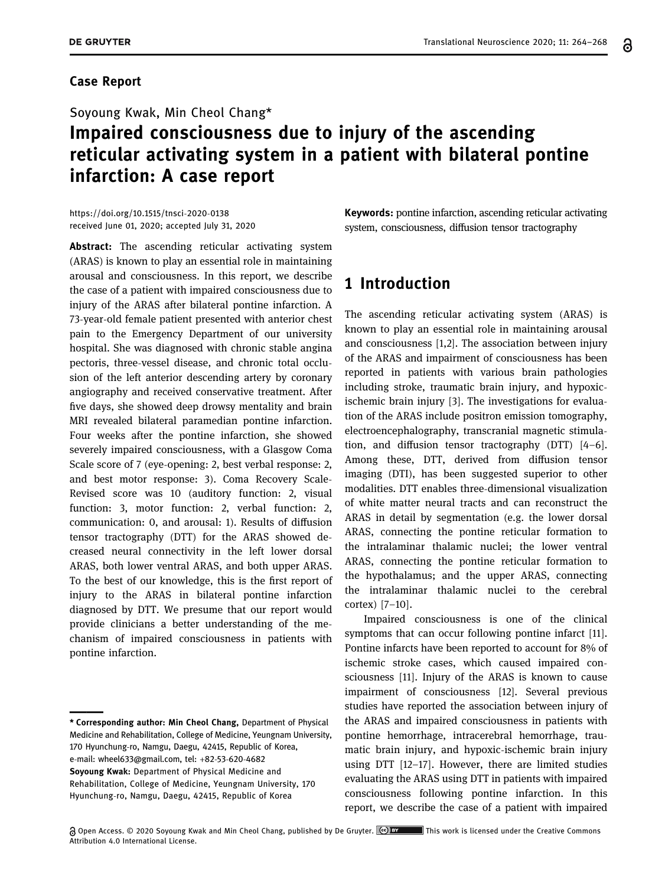**Case Report**

Soyoung Kwak, Min Cheol Chang*

# Impaired consciousness due to injury of the ascending reticular activating system in a patient with bilateral pontine infarction: A case report

https://doi.org/10.1515/tnsci-2020-0138
received June 01, 2020; accepted July 31, 2020

**Abstract:** The ascending reticular activating system (ARAS) is known to play an essential role in maintaining arousal and consciousness. In this report, we describe the case of a patient with impaired consciousness due to injury of the ARAS after bilateral pontine infarction. A 73-year-old female patient presented with anterior chest pain to the Emergency Department of our university hospital. She was diagnosed with chronic stable angina pectoris, three-vessel disease, and chronic total occlusion of the left anterior descending artery by coronary angiography and received conservative treatment. After five days, she showed deep drowsy mentality and brain MRI revealed bilateral paramedian pontine infarction. Four weeks after the pontine infarction, she showed severely impaired consciousness, with a Glasgow Coma Scale score of 7 (eye-opening: 2, best verbal response: 2, and best motor response: 3). Coma Recovery Scale-Revised score was 10 (auditory function: 2, visual function: 3, motor function: 2, verbal function: 2, communication: 0, and arousal: 1). Results of diffusion tensor tractography (DTT) for the ARAS showed decreased neural connectivity in the left lower dorsal ARAS, both lower ventral ARAS, and both upper ARAS. To the best of our knowledge, this is the first report of injury to the ARAS in bilateral pontine infarction diagnosed by DTT. We presume that our report would provide clinicians a better understanding of the mechanism of impaired consciousness in patients with pontine infarction.

**Keywords:** pontine infarction, ascending reticular activating system, consciousness, diffusion tensor tractography

---

**\* Corresponding author: Min Cheol Chang,** Department of Physical Medicine and Rehabilitation, College of Medicine, Yeungnam University, 170 Hyunchung-ro, Namgu, Daegu, 42415, Republic of Korea, e-mail: wheel633@gmail.com, tel: +82-53-620-4682
**Soyoung Kwak:** Department of Physical Medicine and Rehabilitation, College of Medicine, Yeungnam University, 170 Hyunchung-ro, Namgu, Daegu, 42415, Republic of Korea

## 1 Introduction

The ascending reticular activating system (ARAS) is known to play an essential role in maintaining arousal and consciousness [1,2]. The association between injury of the ARAS and impairment of consciousness has been reported in patients with various brain pathologies including stroke, traumatic brain injury, and hypoxic-ischemic brain injury [3]. The investigations for evaluation of the ARAS include positron emission tomography, electroencephalography, transcranial magnetic stimulation, and diffusion tensor tractography (DTT) [4–6]. Among these, DTT, derived from diffusion tensor imaging (DTI), has been suggested superior to other modalities. DTT enables three-dimensional visualization of white matter neural tracts and can reconstruct the ARAS in detail by segmentation (e.g. the lower dorsal ARAS, connecting the pontine reticular formation to the intralaminar thalamic nuclei; the lower ventral ARAS, connecting the pontine reticular formation to the hypothalamus; and the upper ARAS, connecting the intralaminar thalamic nuclei to the cerebral cortex) [7–10].

Impaired consciousness is one of the clinical symptoms that can occur following pontine infarct [11]. Pontine infarcts have been reported to account for 8% of ischemic stroke cases, which caused impaired consciousness [11]. Injury of the ARAS is known to cause impairment of consciousness [12]. Several previous studies have reported the association between injury of the ARAS and impaired consciousness in patients with pontine hemorrhage, intracerebral hemorrhage, traumatic brain injury, and hypoxic-ischemic brain injury using DTT [12–17]. However, there are limited studies evaluating the ARAS using DTT in patients with impaired consciousness following pontine infarction. In this report, we describe the case of a patient with impaired

Open Access. © 2020 Soyoung Kwak and Min Cheol Chang, published by De Gruyter. This work is licensed under the Creative Commons Attribution 4.0 International License.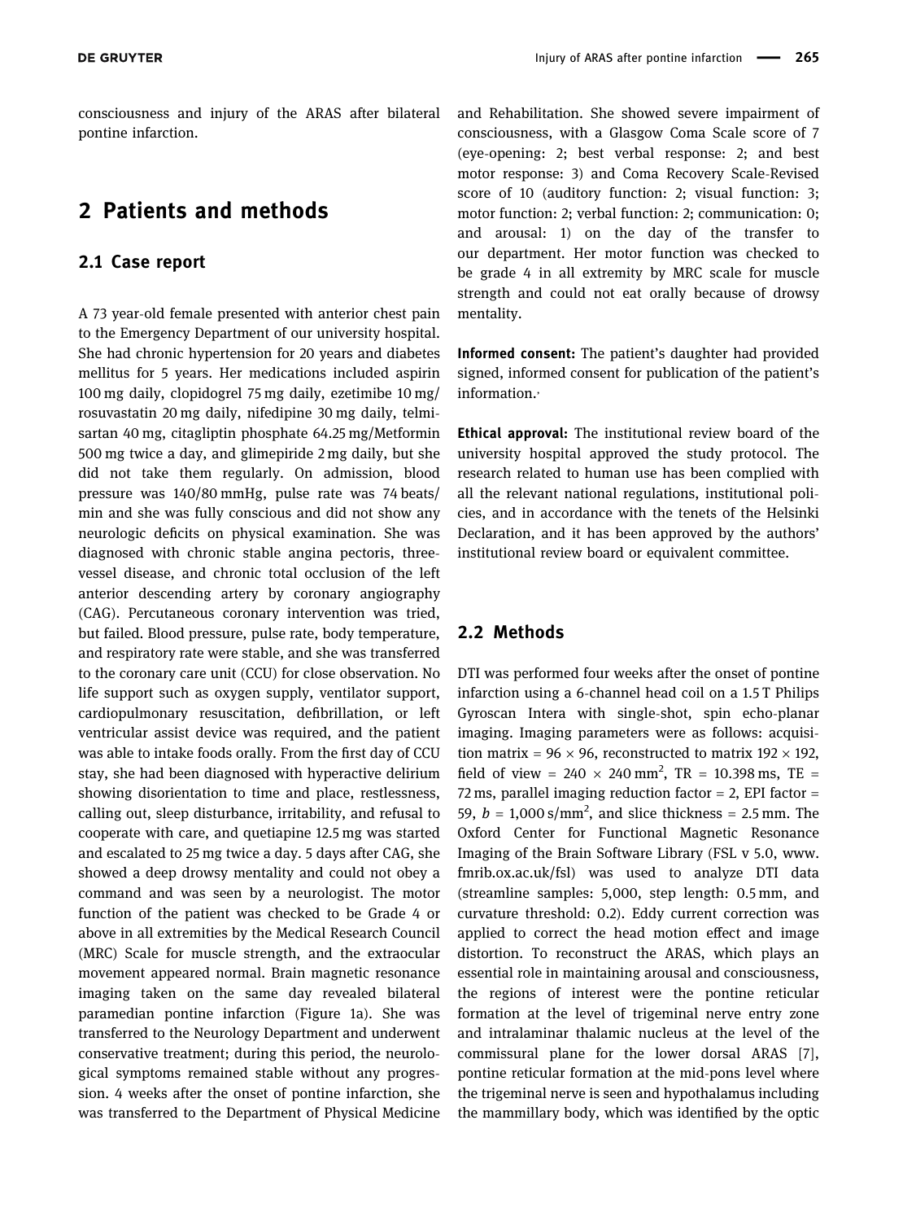consciousness and injury of the ARAS after bilateral pontine infarction.

## 2 Patients and methods

### 2.1 Case report

A 73 year-old female presented with anterior chest pain to the Emergency Department of our university hospital. She had chronic hypertension for 20 years and diabetes mellitus for 5 years. Her medications included aspirin 100 mg daily, clopidogrel 75 mg daily, ezetimibe 10 mg/rosuvastatin 20 mg daily, nifedipine 30 mg daily, telmisartan 40 mg, citagliptin phosphate 64.25 mg/Metformin 500 mg twice a day, and glimepiride 2 mg daily, but she did not take them regularly. On admission, blood pressure was 140/80 mmHg, pulse rate was 74 beats/min and she was fully conscious and did not show any neurologic deficits on physical examination. She was diagnosed with chronic stable angina pectoris, three-vessel disease, and chronic total occlusion of the left anterior descending artery by coronary angiography (CAG). Percutaneous coronary intervention was tried, but failed. Blood pressure, pulse rate, body temperature, and respiratory rate were stable, and she was transferred to the coronary care unit (CCU) for close observation. No life support such as oxygen supply, ventilator support, cardiopulmonary resuscitation, defibrillation, or left ventricular assist device was required, and the patient was able to intake foods orally. From the first day of CCU stay, she had been diagnosed with hyperactive delirium showing disorientation to time and place, restlessness, calling out, sleep disturbance, irritability, and refusal to cooperate with care, and quetiapine 12.5 mg was started and escalated to 25 mg twice a day. 5 days after CAG, she showed a deep drowsy mentality and could not obey a command and was seen by a neurologist. The motor function of the patient was checked to be Grade 4 or above in all extremities by the Medical Research Council (MRC) Scale for muscle strength, and the extraocular movement appeared normal. Brain magnetic resonance imaging taken on the same day revealed bilateral paramedian pontine infarction (Figure 1a). She was transferred to the Neurology Department and underwent conservative treatment; during this period, the neurological symptoms remained stable without any progression. 4 weeks after the onset of pontine infarction, she was transferred to the Department of Physical Medicine and Rehabilitation. She showed severe impairment of consciousness, with a Glasgow Coma Scale score of 7 (eye-opening: 2; best verbal response: 2; and best motor response: 3) and Coma Recovery Scale-Revised score of 10 (auditory function: 2; visual function: 3; motor function: 2; verbal function: 2; communication: 0; and arousal: 1) on the day of the transfer to our department. Her motor function was checked to be grade 4 in all extremity by MRC scale for muscle strength and could not eat orally because of drowsy mentality.

**Informed consent:** The patient's daughter had provided signed, informed consent for publication of the patient's information.

**Ethical approval:** The institutional review board of the university hospital approved the study protocol. The research related to human use has been complied with all the relevant national regulations, institutional policies, and in accordance with the tenets of the Helsinki Declaration, and it has been approved by the authors' institutional review board or equivalent committee.

### 2.2 Methods

DTI was performed four weeks after the onset of pontine infarction using a 6-channel head coil on a 1.5 T Philips Gyroscan Intera with single-shot, spin echo-planar imaging. Imaging parameters were as follows: acquisition matrix = 96 × 96, reconstructed to matrix 192 × 192, field of view = 240 × 240 mm$^2$, TR = 10.398 ms, TE = 72 ms, parallel imaging reduction factor = 2, EPI factor = 59, $b$ = 1,000 s/mm$^2$, and slice thickness = 2.5 mm. The Oxford Center for Functional Magnetic Resonance Imaging of the Brain Software Library (FSL v 5.0, www.fmrib.ox.ac.uk/fsl) was used to analyze DTI data (streamline samples: 5,000, step length: 0.5 mm, and curvature threshold: 0.2). Eddy current correction was applied to correct the head motion effect and image distortion. To reconstruct the ARAS, which plays an essential role in maintaining arousal and consciousness, the regions of interest were the pontine reticular formation at the level of trigeminal nerve entry zone and intralaminar thalamic nucleus at the level of the commissural plane for the lower dorsal ARAS [7], pontine reticular formation at the mid-pons level where the trigeminal nerve is seen and hypothalamus including the mammillary body, which was identified by the optic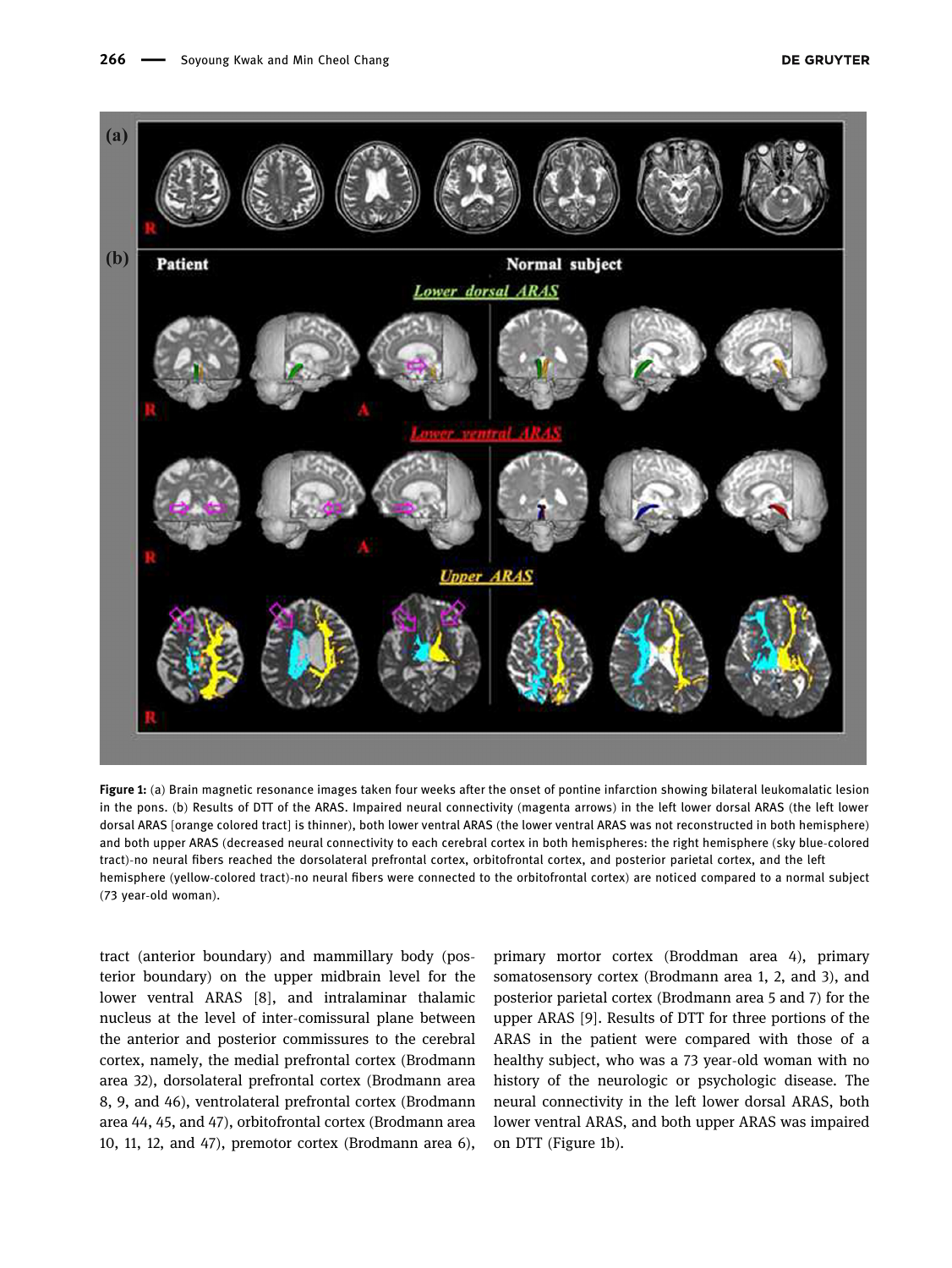Figure 1: (a) Brain magnetic resonance images taken four weeks after the onset of pontine infarction showing bilateral leukomalatic lesion in the pons. (b) Results of DTT of the ARAS. Impaired neural connectivity (magenta arrows) in the left lower dorsal ARAS (the left lower dorsal ARAS [orange colored tract] is thinner), both lower ventral ARAS (the lower ventral ARAS was not reconstructed in both hemisphere) and both upper ARAS (decreased neural connectivity to each cerebral cortex in both hemispheres: the right hemisphere (sky blue-colored tract)-no neural fibers reached the dorsolateral prefrontal cortex, orbitofrontal cortex, and posterior parietal cortex, and the left hemisphere (yellow-colored tract)-no neural fibers were connected to the orbitofrontal cortex) are noticed compared to a normal subject (73 year-old woman).

tract (anterior boundary) and mammillary body (posterior boundary) on the upper midbrain level for the lower ventral ARAS [8], and intralaminar thalamic nucleus at the level of inter-comissural plane between the anterior and posterior commissures to the cerebral cortex, namely, the medial prefrontal cortex (Brodmann area 32), dorsolateral prefrontal cortex (Brodmann area 8, 9, and 46), ventrolateral prefrontal cortex (Brodmann area 44, 45, and 47), orbitofrontal cortex (Brodmann area 10, 11, 12, and 47), premotor cortex (Brodmann area 6), primary mortor cortex (Broddman area 4), primary somatosensory cortex (Brodmann area 1, 2, and 3), and posterior parietal cortex (Brodmann area 5 and 7) for the upper ARAS [9]. Results of DTT for three portions of the ARAS in the patient were compared with those of a healthy subject, who was a 73 year-old woman with no history of the neurologic or psychologic disease. The neural connectivity in the left lower dorsal ARAS, both lower ventral ARAS, and both upper ARAS was impaired on DTT (Figure 1b).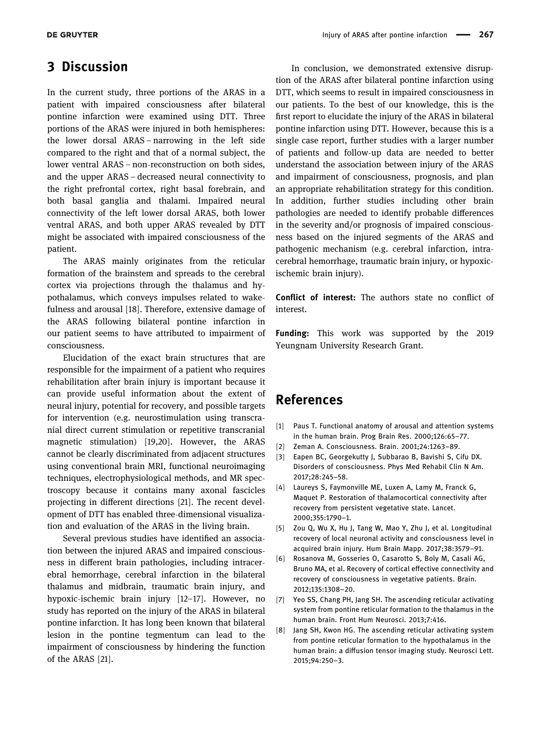## 3 Discussion

In the current study, three portions of the ARAS in a patient with impaired consciousness after bilateral pontine infarction were examined using DTT. Three portions of the ARAS were injured in both hemispheres: the lower dorsal ARAS – narrowing in the left side compared to the right and that of a normal subject, the lower ventral ARAS – non-reconstruction on both sides, and the upper ARAS – decreased neural connectivity to the right prefrontal cortex, right basal forebrain, and both basal ganglia and thalami. Impaired neural connectivity of the left lower dorsal ARAS, both lower ventral ARAS, and both upper ARAS revealed by DTT might be associated with impaired consciousness of the patient.

The ARAS mainly originates from the reticular formation of the brainstem and spreads to the cerebral cortex via projections through the thalamus and hypothalamus, which conveys impulses related to wakefulness and arousal [18]. Therefore, extensive damage of the ARAS following bilateral pontine infarction in our patient seems to have attributed to impairment of consciousness.

Elucidation of the exact brain structures that are responsible for the impairment of a patient who requires rehabilitation after brain injury is important because it can provide useful information about the extent of neural injury, potential for recovery, and possible targets for intervention (e.g. neurostimulation using transcranial direct current stimulation or repetitive transcranial magnetic stimulation) [19,20]. However, the ARAS cannot be clearly discriminated from adjacent structures using conventional brain MRI, functional neuroimaging techniques, electrophysiological methods, and MR spectroscopy because it contains many axonal fascicles projecting in different directions [21]. The recent development of DTT has enabled three-dimensional visualization and evaluation of the ARAS in the living brain.

Several previous studies have identified an association between the injured ARAS and impaired consciousness in different brain pathologies, including intracerebral hemorrhage, cerebral infarction in the bilateral thalamus and midbrain, traumatic brain injury, and hypoxic-ischemic brain injury [12–17]. However, no study has reported on the injury of the ARAS in bilateral pontine infarction. It has long been known that bilateral lesion in the pontine tegmentum can lead to the impairment of consciousness by hindering the function of the ARAS [21].

In conclusion, we demonstrated extensive disruption of the ARAS after bilateral pontine infarction using DTT, which seems to result in impaired consciousness in our patients. To the best of our knowledge, this is the first report to elucidate the injury of the ARAS in bilateral pontine infarction using DTT. However, because this is a single case report, further studies with a larger number of patients and follow-up data are needed to better understand the association between injury of the ARAS and impairment of consciousness, prognosis, and plan an appropriate rehabilitation strategy for this condition. In addition, further studies including other brain pathologies are needed to identify probable differences in the severity and/or prognosis of impaired consciousness based on the injured segments of the ARAS and pathogenic mechanism (e.g. cerebral infarction, intracerebral hemorrhage, traumatic brain injury, or hypoxic-ischemic brain injury).

**Conflict of interest:** The authors state no conflict of interest.

**Funding:** This work was supported by the 2019 Yeungnam University Research Grant.

## References

[1] Paus T. Functional anatomy of arousal and attention systems in the human brain. Prog Brain Res. 2000;126:65–77.

[2] Zeman A. Consciousness. Brain. 2001;24:1263–89.

[3] Eapen BC, Georgekutty J, Subbarao B, Bavishi S, Cifu DX. Disorders of consciousness. Phys Med Rehabil Clin N Am. 2017;28:245–58.

[4] Laureys S, Faymonville ME, Luxen A, Lamy M, Franck G, Maquet P. Restoration of thalamocortical connectivity after recovery from persistent vegetative state. Lancet. 2000;355:1790–1.

[5] Zou Q, Wu X, Hu J, Tang W, Mao Y, Zhu J, et al. Longitudinal recovery of local neuronal activity and consciousness level in acquired brain injury. Hum Brain Mapp. 2017;38:3579–91.

[6] Rosanova M, Gosseries O, Casarotto S, Boly M, Casali AG, Bruno MA, et al. Recovery of cortical effective connectivity and recovery of consciousness in vegetative patients. Brain. 2012;135:1308–20.

[7] Yeo SS, Chang PH, Jang SH. The ascending reticular activating system from pontine reticular formation to the thalamus in the human brain. Front Hum Neurosci. 2013;7:416.

[8] Jang SH, Kwon HG. The ascending reticular activating system from pontine reticular formation to the hypothalamus in the human brain: a diffusion tensor imaging study. Neurosci Lett. 2015;94:250–3.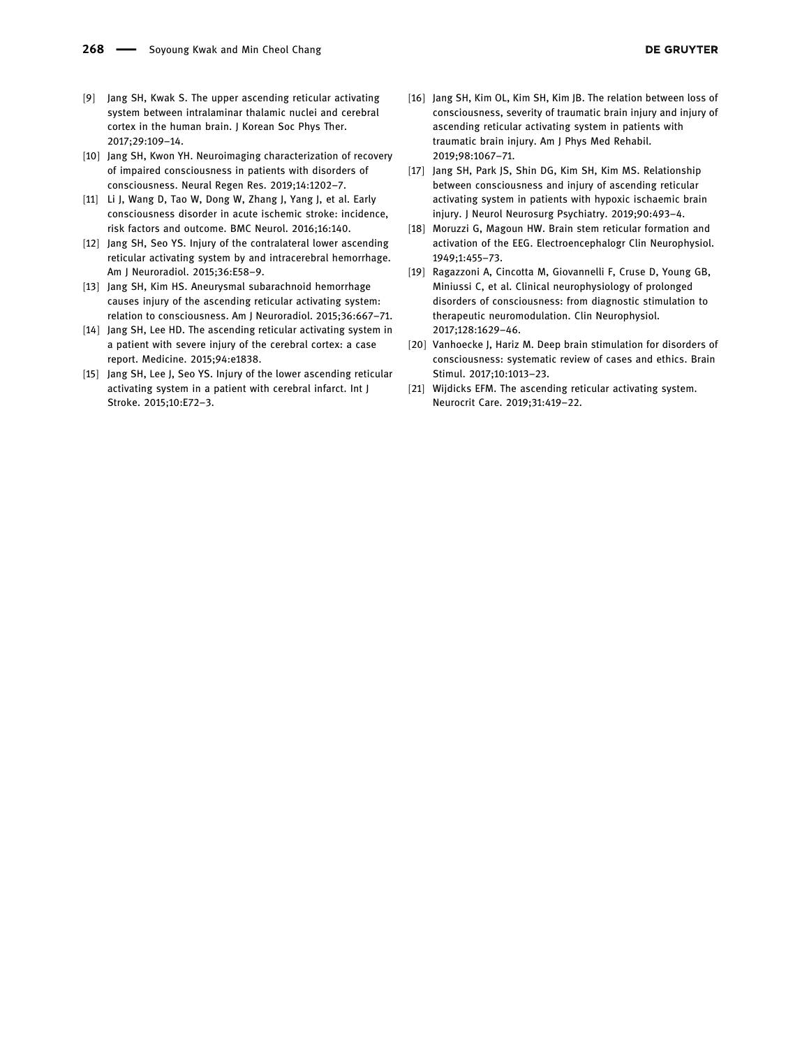[9] Jang SH, Kwak S. The upper ascending reticular activating system between intralaminar thalamic nuclei and cerebral cortex in the human brain. J Korean Soc Phys Ther. 2017;29:109–14.

[10] Jang SH, Kwon YH. Neuroimaging characterization of recovery of impaired consciousness in patients with disorders of consciousness. Neural Regen Res. 2019;14:1202–7.

[11] Li J, Wang D, Tao W, Dong W, Zhang J, Yang J, et al. Early consciousness disorder in acute ischemic stroke: incidence, risk factors and outcome. BMC Neurol. 2016;16:140.

[12] Jang SH, Seo YS. Injury of the contralateral lower ascending reticular activating system by and intracerebral hemorrhage. Am J Neuroradiol. 2015;36:E58–9.

[13] Jang SH, Kim HS. Aneurysmal subarachnoid hemorrhage causes injury of the ascending reticular activating system: relation to consciousness. Am J Neuroradiol. 2015;36:667–71.

[14] Jang SH, Lee HD. The ascending reticular activating system in a patient with severe injury of the cerebral cortex: a case report. Medicine. 2015;94:e1838.

[15] Jang SH, Lee J, Seo YS. Injury of the lower ascending reticular activating system in a patient with cerebral infarct. Int J Stroke. 2015;10:E72–3.

[16] Jang SH, Kim OL, Kim SH, Kim JB. The relation between loss of consciousness, severity of traumatic brain injury and injury of ascending reticular activating system in patients with traumatic brain injury. Am J Phys Med Rehabil. 2019;98:1067–71.

[17] Jang SH, Park JS, Shin DG, Kim SH, Kim MS. Relationship between consciousness and injury of ascending reticular activating system in patients with hypoxic ischaemic brain injury. J Neurol Neurosurg Psychiatry. 2019;90:493–4.

[18] Moruzzi G, Magoun HW. Brain stem reticular formation and activation of the EEG. Electroencephalogr Clin Neurophysiol. 1949;1:455–73.

[19] Ragazzoni A, Cincotta M, Giovannelli F, Cruse D, Young GB, Miniussi C, et al. Clinical neurophysiology of prolonged disorders of consciousness: from diagnostic stimulation to therapeutic neuromodulation. Clin Neurophysiol. 2017;128:1629–46.

[20] Vanhoecke J, Hariz M. Deep brain stimulation for disorders of consciousness: systematic review of cases and ethics. Brain Stimul. 2017;10:1013–23.

[21] Wijdicks EFM. The ascending reticular activating system. Neurocrit Care. 2019;31:419–22.